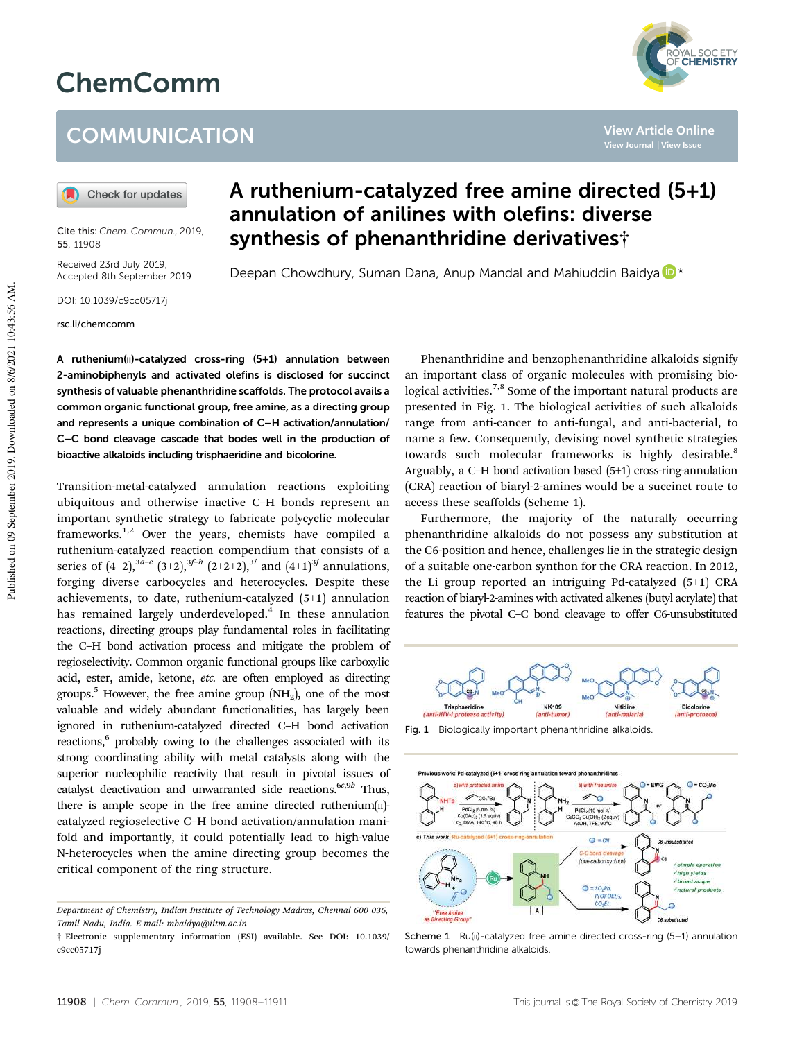# A ruthenium-catalyzed free amine directed (5+1) annulation of anilines with olefins: diverse synthesis of phenanthridine derivatives†

Deepan Chowdhury, Suman Dana, Anup Mandal and Mahiuddin Baidya*

Cite this: *Chem. Commun.*, 2019, 55, 11908

Received 23rd July 2019, Accepted 8th September 2019

DOI: 10.1039/c9cc05717j

rsc.li/chemcomm

**A ruthenium(II)-catalyzed cross-ring (5+1) annulation between 2-aminobiphenyls and activated olefins is disclosed for succinct synthesis of valuable phenanthridine scaffolds. The protocol avails a common organic functional group, free amine, as a directing group and represents a unique combination of C–H activation/annulation/C–C bond cleavage cascade that bodes well in the production of bioactive alkaloids including trisphaeridine and bicolorine.**

Transition-metal-catalyzed annulation reactions exploiting ubiquitous and otherwise inactive C–H bonds represent an important synthetic strategy to fabricate polycyclic molecular frameworks.[1,2] Over the years, chemists have compiled a ruthenium-catalyzed reaction compendium that consists of a series of (4+2),[3a–e] (3+2),[3f–h] (2+2+2),[3i] and (4+1)[3j] annulations, forging diverse carbocycles and heterocycles. Despite these achievements, to date, ruthenium-catalyzed (5+1) annulation has remained largely underdeveloped.[4] In these annulation reactions, directing groups play fundamental roles in facilitating the C–H bond activation process and mitigate the problem of regioselectivity. Common organic functional groups like carboxylic acid, ester, amide, ketone, *etc.* are often employed as directing groups.[5] However, the free amine group ($NH_2$), one of the most valuable and widely abundant functionalities, has largely been ignored in ruthenium-catalyzed directed C–H bond activation reactions,[6] probably owing to the challenges associated with its strong coordinating ability with metal catalysts along with the superior nucleophilic reactivity that result in pivotal issues of catalyst deactivation and unwarranted side reactions.[6c,9b] Thus, there is ample scope in the free amine directed ruthenium(II)-catalyzed regioselective C–H bond activation/annulation manifold and importantly, it could potentially lead to high-value N-heterocycles when the amine directing group becomes the critical component of the ring structure.

Phenanthridine and benzophenanthridine alkaloids signify an important class of organic molecules with promising biological activities.[7,8] Some of the important natural products are presented in Fig. 1. The biological activities of such alkaloids range from anti-cancer to anti-fungal, and anti-bacterial, to name a few. Consequently, devising novel synthetic strategies towards such molecular frameworks is highly desirable.[8] Arguably, a C–H bond activation based (5+1) cross-ring-annulation (CRA) reaction of biaryl-2-amines would be a succinct route to access these scaffolds (Scheme 1).

Furthermore, the majority of the naturally occurring phenanthridine alkaloids do not possess any substitution at the C6-position and hence, challenges lie in the strategic design of a suitable one-carbon synthon for the CRA reaction. In 2012, the Li group reported an intriguing Pd-catalyzed (5+1) CRA reaction of biaryl-2-amines with activated alkenes (butyl acrylate) that features the pivotal C–C bond cleavage to offer C6-unsubstituted

Fig. 1 Biologically important phenanthridine alkaloids.

Scheme 1 Ru(II)-catalyzed free amine directed cross-ring (5+1) annulation towards phenanthridine alkaloids.

*Department of Chemistry, Indian Institute of Technology Madras, Chennai 600 036, Tamil Nadu, India. E-mail: mbaidya@iitm.ac.in*

† Electronic supplementary information (ESI) available. See DOI: 10.1039/c9cc05717j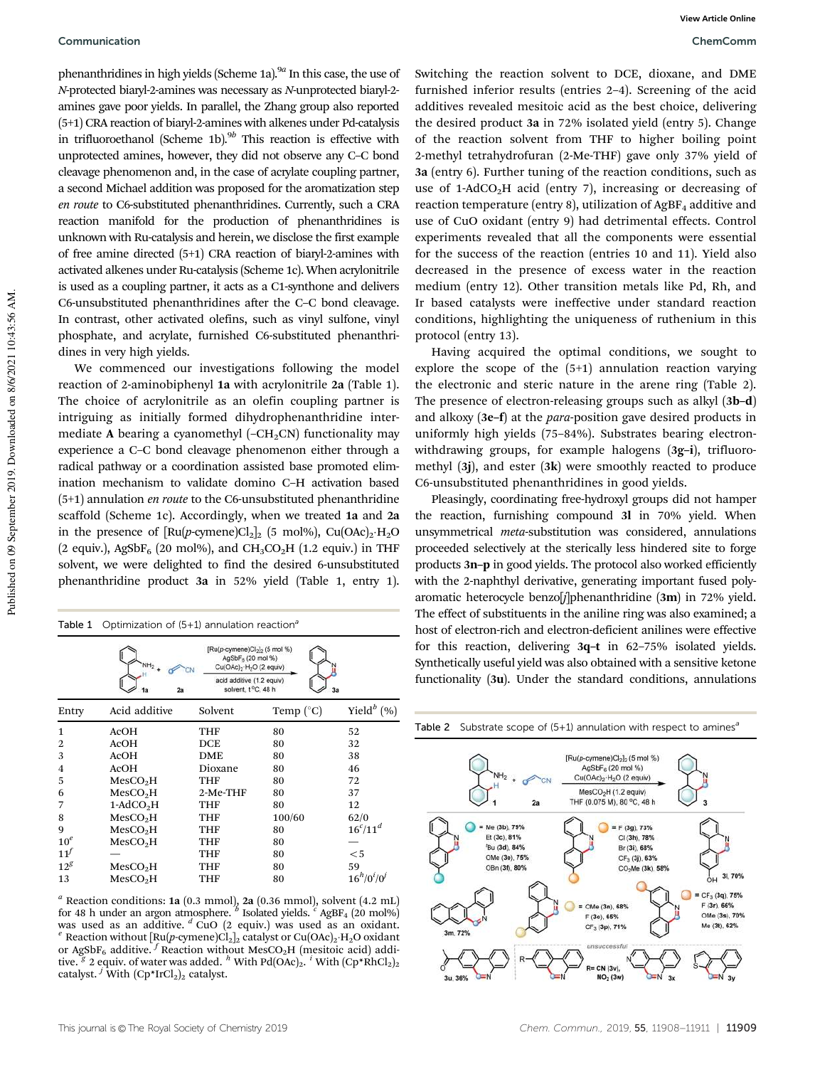phenanthridines in high yields (Scheme 1a).[9a] In this case, the use of *N*-protected biaryl-2-amines was necessary as *N*-unprotected biaryl-2-amines gave poor yields. In parallel, the Zhang group also reported (5+1) CRA reaction of biaryl-2-amines with alkenes under Pd-catalysis in trifluoroethanol (Scheme 1b).[9b] This reaction is effective with unprotected amines, however, they did not observe any C–C bond cleavage phenomenon and, in the case of acrylate coupling partner, a second Michael addition was proposed for the aromatization step *en route* to C6-substituted phenanthridines. Currently, such a CRA reaction manifold for the production of phenanthridines is unknown with Ru-catalysis and herein, we disclose the first example of free amine directed (5+1) CRA reaction of biaryl-2-amines with activated alkenes under Ru-catalysis (Scheme 1c). When acrylonitrile is used as a coupling partner, it acts as a C1-synthone and delivers C6-unsubstituted phenanthridines after the C–C bond cleavage. In contrast, other activated olefins, such as vinyl sulfone, vinyl phosphate, and acrylate, furnished C6-substituted phenanthridines in very high yields.

We commenced our investigations following the model reaction of 2-aminobiphenyl **1a** with acrylonitrile **2a** (Table 1). The choice of acrylonitrile as an olefin coupling partner is intriguing as initially formed dihydrophenanthridine intermediate **A** bearing a cyanomethyl ($-CH_2CN$) functionality may experience a C–C bond cleavage phenomenon either through a radical pathway or a coordination assisted base promoted elimination mechanism to validate domino C–H activation based (5+1) annulation *en route* to the C6-unsubstituted phenanthridine scaffold (Scheme 1c). Accordingly, when we treated **1a** and **2a** in the presence of $[Ru(p\text{-cymene})Cl_2]_2$ (5 mol%), $Cu(OAc)_2 \cdot H_2O$ (2 equiv.), $AgSbF_6$ (20 mol%), and $CH_3CO_2H$ (1.2 equiv.) in THF solvent, we were delighted to find the desired 6-unsubstituted phenanthridine product **3a** in 52% yield (Table 1, entry 1).

Table 1 Optimization of (5+1) annulation reaction[a]

| Entry | Acid additive | Solvent | Temp (°C) | Yield[b] (%) |
|---|---|---|---|---|
| 1 | AcOH | THF | 80 | 52 |
| 2 | AcOH | DCE | 80 | 32 |
| 3 | AcOH | DME | 80 | 38 |
| 4 | AcOH | Dioxane | 80 | 46 |
| 5 | $MesCO_2H$ | THF | 80 | 72 |
| 6 | $MesCO_2H$ | 2-Me-THF | 80 | 37 |
| 7 | $1\text{-AdCO}_2H$ | THF | 80 | 12 |
| 8 | $MesCO_2H$ | THF | 100/60 | 62/0 |
| 9 | $MesCO_2H$ | THF | 80 | 16[c]/11[d] |
| 10[e] | $MesCO_2H$ | THF | 80 | — |
| 11[f] | — | THF | 80 | <5 |
| 12[g] | $MesCO_2H$ | THF | 80 | 59 |
| 13 | $MesCO_2H$ | THF | 80 | 16[h]/0[i]/0[j] |

[a] Reaction conditions: **1a** (0.3 mmol), **2a** (0.36 mmol), solvent (4.2 mL) for 48 h under an argon atmosphere. [b] Isolated yields. [c] $AgBF_4$ (20 mol%) was used as an additive. [d] CuO (2 equiv.) was used as an oxidant. [e] Reaction without $[Ru(p\text{-cymene})Cl_2]_2$ catalyst or $Cu(OAc)_2 \cdot H_2O$ oxidant or $AgSbF_6$ additive. [f] Reaction without $MesCO_2H$ (mesitoic acid) additive. [g] 2 equiv. of water was added. [h] With $Pd(OAc)_2$. [i] With $(Cp^*RhCl_2)_2$ catalyst. [j] With $(Cp^*IrCl_2)_2$ catalyst.

Switching the reaction solvent to DCE, dioxane, and DME furnished inferior results (entries 2–4). Screening of the acid additives revealed mesitoic acid as the best choice, delivering the desired product **3a** in 72% isolated yield (entry 5). Change of the reaction solvent from THF to higher boiling point 2-methyl tetrahydrofuran (2-Me-THF) gave only 37% yield of **3a** (entry 6). Further tuning of the reaction conditions, such as use of $1\text{-AdCO}_2H$ acid (entry 7), increasing or decreasing of reaction temperature (entry 8), utilization of $AgBF_4$ additive and use of CuO oxidant (entry 9) had detrimental effects. Control experiments revealed that all the components were essential for the success of the reaction (entries 10 and 11). Yield also decreased in the presence of excess water in the reaction medium (entry 12). Other transition metals like Pd, Rh, and Ir based catalysts were ineffective under standard reaction conditions, highlighting the uniqueness of ruthenium in this protocol (entry 13).

Having acquired the optimal conditions, we sought to explore the scope of the (5+1) annulation reaction varying the electronic and steric nature in the arene ring (Table 2). The presence of electron-releasing groups such as alkyl (**3b–d**) and alkoxy (**3e–f**) at the *para*-position gave desired products in uniformly high yields (75–84%). Substrates bearing electron-withdrawing groups, for example halogens (**3g–i**), trifluoromethyl (**3j**), and ester (**3k**) were smoothly reacted to produce C6-unsubstituted phenanthridines in good yields.

Pleasingly, coordinating free-hydroxyl groups did not hamper the reaction, furnishing compound **3l** in 70% yield. When unsymmetrical *meta*-substitution was considered, annulations proceeded selectively at the sterically less hindered site to forge products **3n–p** in good yields. The protocol also worked efficiently with the 2-naphthyl derivative, generating important fused polyaromatic heterocycle benzo[*j*]phenanthridine (**3m**) in 72% yield. The effect of substituents in the aniline ring was also examined; a host of electron-rich and electron-deficient anilines were effective for this reaction, delivering **3q–t** in 62–75% isolated yields. Synthetically useful yield was also obtained with a sensitive ketone functionality (**3u**). Under the standard conditions, annulations

Table 2 Substrate scope of (5+1) annulation with respect to amines[a]

Conditions: **1** + **2a**, $[Ru(p\text{-cymene})Cl_2]_2$ (5 mol %), $AgSbF_6$ (20 mol %), $Cu(OAc)_2 \cdot H_2O$ (2 equiv), $MesCO_2H$ (1.2 equiv), THF (0.075 M), 80 °C, 48 h → **3**

- = Me (**3b**), 79%; Et (**3c**), 81%; $^t$Bu (**3d**), 84%; OMe (**3e**), 75%; OBn (**3f**), 80%
- = F (**3g**), 73%; Cl (**3h**), 78%; Br (**3i**), 68%; $CF_3$ (**3j**), 63%; $CO_2Me$ (**3k**), 58%
- **3l**, 70%
- **3m**, 72%
- = OMe (**3n**), 68%; F (**3o**), 65%; $CF_3$ (**3p**), 71%
- = $CF_3$ (**3q**), 75%; F (**3r**), 66%; OMe (**3s**), 70%; Me (**3t**), 62%
- **3u**, 36%
- unsuccessful: R = CN (**3v**), $NO_2$ (**3w**); **3x**; **3y**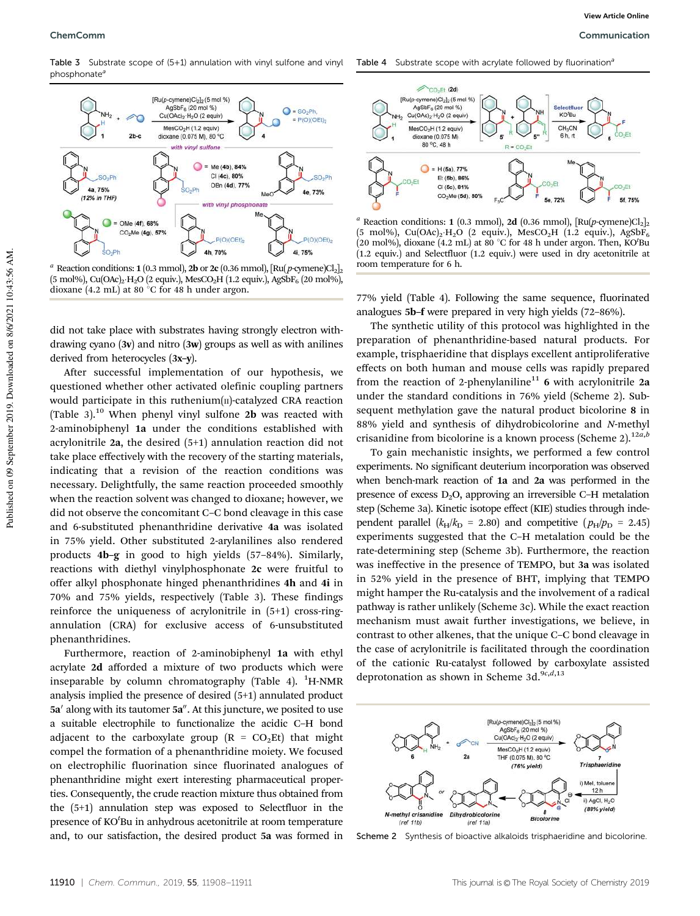Table 3 Substrate scope of (5+1) annulation with vinyl sulfone and vinyl phosphonate[a]

[a] Reaction conditions: 1 (0.3 mmol), 2b or 2c (0.36 mmol), $[Ru(p\text{-cymene})Cl_2]_2$ (5 mol%), $Cu(OAc)_2\cdot H_2O$ (2 equiv.), $MesCO_2H$ (1.2 equiv.), $AgSbF_6$ (20 mol%), dioxane (4.2 mL) at 80 °C for 48 h under argon.

did not take place with substrates having strongly electron withdrawing cyano (3v) and nitro (3w) groups as well as with anilines derived from heterocycles (3x–y).

After successful implementation of our hypothesis, we questioned whether other activated olefinic coupling partners would participate in this ruthenium(II)-catalyzed CRA reaction (Table 3).[10] When phenyl vinyl sulfone 2b was reacted with 2-aminobiphenyl 1a under the conditions established with acrylonitrile 2a, the desired (5+1) annulation reaction did not take place effectively with the recovery of the starting materials, indicating that a revision of the reaction conditions was necessary. Delightfully, the same reaction proceeded smoothly when the reaction solvent was changed to dioxane; however, we did not observe the concomitant C–C bond cleavage in this case and 6-substituted phenanthridine derivative 4a was isolated in 75% yield. Other substituted 2-arylanilines also rendered products 4b–g in good to high yields (57–84%). Similarly, reactions with diethyl vinylphosphonate 2c were fruitful to offer alkyl phosphonate hinged phenanthridines 4h and 4i in 70% and 75% yields, respectively (Table 3). These findings reinforce the uniqueness of acrylonitrile in (5+1) cross-ring-annulation (CRA) for exclusive access of 6-unsubstituted phenanthridines.

Furthermore, reaction of 2-aminobiphenyl 1a with ethyl acrylate 2d afforded a mixture of two products which were inseparable by column chromatography (Table 4). $^1$H-NMR analysis implied the presence of desired (5+1) annulated product 5a′ along with its tautomer 5a″. At this juncture, we posited to use a suitable electrophile to functionalize the acidic C–H bond adjacent to the carboxylate group ($R = CO_2Et$) that might compel the formation of a phenanthridine moiety. We focused on electrophilic fluorination since fluorinated analogues of phenanthridine might exert interesting pharmaceutical properties. Consequently, the crude reaction mixture thus obtained from the (5+1) annulation step was exposed to Selectfluor in the presence of KO$^t$Bu in anhydrous acetonitrile at room temperature and, to our satisfaction, the desired product 5a was formed in 77% yield (Table 4). Following the same sequence, fluorinated analogues 5b–f were prepared in very high yields (72–86%).

Table 4 Substrate scope with acrylate followed by fluorination[a]

[a] Reaction conditions: 1 (0.3 mmol), 2d (0.36 mmol), $[Ru(p\text{-cymene})Cl_2]_2$ (5 mol%), $Cu(OAc)_2\cdot H_2O$ (2 equiv.), $MesCO_2H$ (1.2 equiv.), $AgSbF_6$ (20 mol%), dioxane (4.2 mL) at 80 °C for 48 h under argon. Then, KO$^t$Bu (1.2 equiv.) and Selectfluor (1.2 equiv.) were used in dry acetonitrile at room temperature for 6 h.

The synthetic utility of this protocol was highlighted in the preparation of phenanthridine-based natural products. For example, trisphaeridine that displays excellent antiproliferative effects on both human and mouse cells was rapidly prepared from the reaction of 2-phenylaniline[11] 6 with acrylonitrile 2a under the standard conditions in 76% yield (Scheme 2). Subsequent methylation gave the natural product bicolorine 8 in 88% yield and synthesis of dihydrobicolorine and N-methyl crisanidine from bicolorine is a known process (Scheme 2).[12a,b]

To gain mechanistic insights, we performed a few control experiments. No significant deuterium incorporation was observed when bench-mark reaction of 1a and 2a was performed in the presence of excess $D_2O$, approving an irreversible C–H metalation step (Scheme 3a). Kinetic isotope effect (KIE) studies through independent parallel ($k_H/k_D = 2.80$) and competitive ($p_H/p_D = 2.45$) experiments suggested that the C–H metalation could be the rate-determining step (Scheme 3b). Furthermore, the reaction was ineffective in the presence of TEMPO, but 3a was isolated in 52% yield in the presence of BHT, implying that TEMPO might hamper the Ru-catalysis and the involvement of a radical pathway is rather unlikely (Scheme 3c). While the exact reaction mechanism must await further investigations, we believe, in contrast to other alkenes, that the unique C–C bond cleavage in the case of acrylonitrile is facilitated through the coordination of the cationic Ru-catalyst followed by carboxylate assisted deprotonation as shown in Scheme 3d.[9c,d,13]

Scheme 2 Synthesis of bioactive alkaloids trisphaeridine and bicolorine.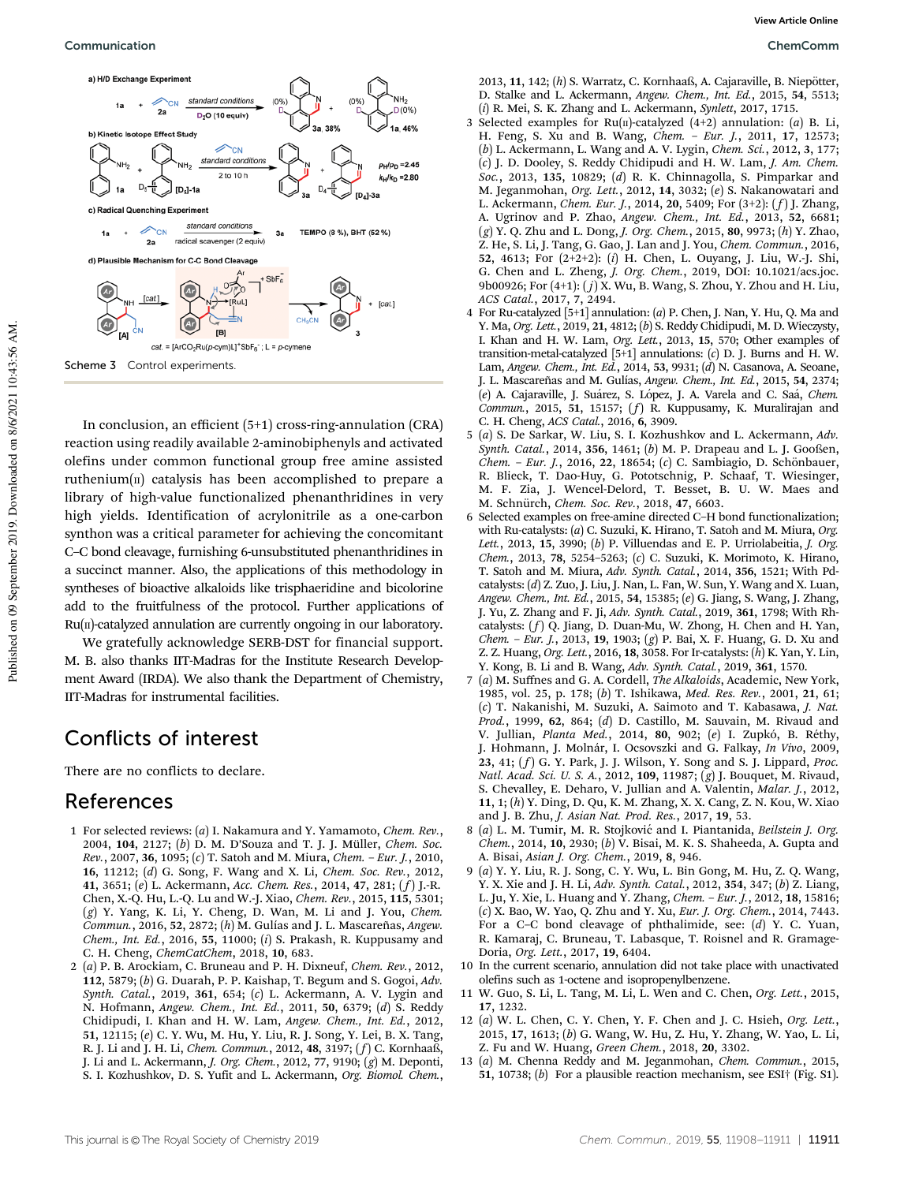a) H/D Exchange Experiment

1a + 2a —standard conditions, $D_2O$ (10 equiv)→ 3a, 38% (0%) D + 1a, 46% (0%) D, D (0%)

b) Kinetic Isotope Effect Study

1a + [$D_5$]-1a —standard conditions, 2 to 10 h→ 3a + [$D_4$]-3a   $P_H/P_D$ = 2.45, $k_H/k_D$ = 2.80

c) Radical Quenching Experiment

1a + 2a —standard conditions, radical scavenger (2 equiv)→ 3a   TEMPO (8 %), BHT (52 %)

d) Plausible Mechanism for C-C Bond Cleavage

[A] → [B] → 3 + $CH_3CN$ + [cat.]

cat. = $[ArCO_2Ru(p\text{-cym})L]^+SbF_6^-$; L = p-cymene

Scheme 3 Control experiments.

In conclusion, an efficient (5+1) cross-ring-annulation (CRA) reaction using readily available 2-aminobiphenyls and activated olefins under common functional group free amine assisted ruthenium(II) catalysis has been accomplished to prepare a library of high-value functionalized phenanthridines in very high yields. Identification of acrylonitrile as a one-carbon synthon was a critical parameter for achieving the concomitant C–C bond cleavage, furnishing 6-unsubstituted phenanthridines in a succinct manner. Also, the applications of this methodology in syntheses of bioactive alkaloids like trisphaeridine and bicolorine add to the fruitfulness of the protocol. Further applications of Ru(II)-catalyzed annulation are currently ongoing in our laboratory.

We gratefully acknowledge SERB-DST for financial support. M. B. also thanks IIT-Madras for the Institute Research Development Award (IRDA). We also thank the Department of Chemistry, IIT-Madras for instrumental facilities.

## Conflicts of interest

There are no conflicts to declare.

## References

1 For selected reviews: (*a*) I. Nakamura and Y. Yamamoto, *Chem. Rev.*, 2004, **104**, 2127; (*b*) D. M. D'Souza and T. J. J. Müller, *Chem. Soc. Rev.*, 2007, **36**, 1095; (*c*) T. Satoh and M. Miura, *Chem. – Eur. J.*, 2010, **16**, 11212; (*d*) G. Song, F. Wang and X. Li, *Chem. Soc. Rev.*, 2012, **41**, 3651; (*e*) L. Ackermann, *Acc. Chem. Res.*, 2014, **47**, 281; (*f*) J.-R. Chen, X.-Q. Hu, L.-Q. Lu and W.-J. Xiao, *Chem. Rev.*, 2015, **115**, 5301; (*g*) Y. Yang, K. Li, Y. Cheng, D. Wan, M. Li and J. You, *Chem. Commun.*, 2016, **52**, 2872; (*h*) M. Gulías and J. L. Mascareñas, *Angew. Chem., Int. Ed.*, 2016, **55**, 11000; (*i*) S. Prakash, R. Kuppusamy and C. H. Cheng, *ChemCatChem*, 2018, **10**, 683.

2 (*a*) P. B. Arockiam, C. Bruneau and P. H. Dixneuf, *Chem. Rev.*, 2012, **112**, 5879; (*b*) G. Duarah, P. P. Kaishap, T. Begum and S. Gogoi, *Adv. Synth. Catal.*, 2019, **361**, 654; (*c*) L. Ackermann, A. V. Lygin and N. Hofmann, *Angew. Chem., Int. Ed.*, 2011, **50**, 6379; (*d*) S. Reddy Chidipudi, I. Khan and H. W. Lam, *Angew. Chem., Int. Ed.*, 2012, **51**, 12115; (*e*) C. Y. Wu, M. Hu, Y. Liu, R. J. Song, Y. Lei, B. X. Tang, R. J. Li and J. H. Li, *Chem. Commun.*, 2012, **48**, 3197; (*f*) C. Kornhaaß, J. Li and L. Ackermann, *J. Org. Chem.*, 2012, **77**, 9190; (*g*) M. Deponti, S. I. Kozhushkov, D. S. Yufit and L. Ackermann, *Org. Biomol. Chem.*, 2013, **11**, 142; (*h*) S. Warratz, C. Kornhaaß, A. Cajaraville, B. Niepötter, D. Stalke and L. Ackermann, *Angew. Chem., Int. Ed.*, 2015, **54**, 5513; (*i*) R. Mei, S. K. Zhang and L. Ackermann, *Synlett*, 2017, 1715.

3 Selected examples for Ru(II)-catalyzed (4+2) annulation: (*a*) B. Li, H. Feng, S. Xu and B. Wang, *Chem. – Eur. J.*, 2011, **17**, 12573; (*b*) L. Ackermann, L. Wang and A. V. Lygin, *Chem. Sci.*, 2012, **3**, 177; (*c*) J. D. Dooley, S. Reddy Chidipudi and H. W. Lam, *J. Am. Chem. Soc.*, 2013, **135**, 10829; (*d*) R. K. Chinnagolla, S. Pimparkar and M. Jeganmohan, *Org. Lett.*, 2012, **14**, 3032; (*e*) S. Nakanowatari and L. Ackermann, *Chem. Eur. J.*, 2014, **20**, 5409; For (3+2): (*f*) J. Zhang, A. Ugrinov and P. Zhao, *Angew. Chem., Int. Ed.*, 2013, **52**, 6681; (*g*) Y. Q. Zhu and L. Dong, *J. Org. Chem.*, 2015, **80**, 9973; (*h*) Y. Zhao, Z. He, S. Li, J. Tang, G. Gao, J. Lan and J. You, *Chem. Commun.*, 2016, **52**, 4613; For (2+2+2): (*i*) H. Chen, L. Ouyang, J. Liu, W.-J. Shi, G. Chen and L. Zheng, *J. Org. Chem.*, 2019, DOI: 10.1021/acs.joc.9b00926; For (4+1): (*j*) X. Wu, B. Wang, S. Zhou, Y. Zhou and H. Liu, *ACS Catal.*, 2017, **7**, 2494.

4 For Ru-catalyzed [5+1] annulation: (*a*) P. Chen, J. Nan, Y. Hu, Q. Ma and Y. Ma, *Org. Lett.*, 2019, **21**, 4812; (*b*) S. Reddy Chidipudi, M. D. Wieczysty, I. Khan and H. W. Lam, *Org. Lett.*, 2013, **15**, 570; Other examples of transition-metal-catalyzed [5+1] annulations: (*c*) D. J. Burns and H. W. Lam, *Angew. Chem., Int. Ed.*, 2014, **53**, 9931; (*d*) N. Casanova, A. Seoane, J. L. Mascareñas and M. Gulías, *Angew. Chem., Int. Ed.*, 2015, **54**, 2374; (*e*) A. Cajaraville, J. Suárez, S. López, J. A. Varela and C. Saá, *Chem. Commun.*, 2015, **51**, 15157; (*f*) R. Kuppusamy, K. Muralirajan and C. H. Cheng, *ACS Catal.*, 2016, **6**, 3909.

5 (*a*) S. De Sarkar, W. Liu, S. I. Kozhushkov and L. Ackermann, *Adv. Synth. Catal.*, 2014, **356**, 1461; (*b*) M. P. Drapeau and L. J. Gooßen, *Chem. – Eur. J.*, 2016, **22**, 18654; (*c*) C. Sambiagio, D. Schönbauer, R. Blieck, T. Dao-Huy, G. Pototschnig, P. Schaaf, T. Wiesinger, M. F. Zia, J. Wencel-Delord, T. Besset, B. U. W. Maes and M. Schnürch, *Chem. Soc. Rev.*, 2018, **47**, 6603.

6 Selected examples on free-amine directed C–H bond functionalization; with Ru-catalysts: (*a*) C. Suzuki, K. Hirano, T. Satoh and M. Miura, *Org. Lett.*, 2013, **15**, 3990; (*b*) P. Villuendas and E. P. Urriolabeitia, *J. Org. Chem.*, 2013, **78**, 5254–5263; (*c*) C. Suzuki, K. Morimoto, K. Hirano, T. Satoh and M. Miura, *Adv. Synth. Catal.*, 2014, **356**, 1521; With Pd-catalysts: (*d*) Z. Zuo, J. Liu, J. Nan, L. Fan, W. Sun, Y. Wang and X. Luan, *Angew. Chem., Int. Ed.*, 2015, **54**, 15385; (*e*) G. Jiang, S. Wang, J. Zhang, J. Yu, Z. Zhang and F. Ji, *Adv. Synth. Catal.*, 2019, **361**, 1798; With Rh-catalysts: (*f*) Q. Jiang, D. Duan-Mu, W. Zhong, H. Chen and H. Yan, *Chem. – Eur. J.*, 2013, **19**, 1903; (*g*) P. Bai, X. F. Huang, G. D. Xu and Z. Z. Huang, *Org. Lett.*, 2016, **18**, 3058. For Ir-catalysts: (*h*) K. Yan, Y. Lin, Y. Kong, B. Li and B. Wang, *Adv. Synth. Catal.*, 2019, **361**, 1570.

7 (*a*) M. Suffnes and G. A. Cordell, *The Alkaloids*, Academic, New York, 1985, vol. 25, p. 178; (*b*) T. Ishikawa, *Med. Res. Rev.*, 2001, **21**, 61; (*c*) T. Nakanishi, M. Suzuki, A. Saimoto and T. Kabasawa, *J. Nat. Prod.*, 1999, **62**, 864; (*d*) D. Castillo, M. Sauvain, M. Rivaud and V. Jullian, *Planta Med.*, 2014, **80**, 902; (*e*) I. Zupkó, B. Réthy, J. Hohmann, J. Molnár, I. Ocsovszki and G. Falkay, *In Vivo*, 2009, **23**, 41; (*f*) G. Y. Park, J. J. Wilson, Y. Song and S. J. Lippard, *Proc. Natl. Acad. Sci. U. S. A.*, 2012, **109**, 11987; (*g*) J. Bouquet, M. Rivaud, S. Chevalley, E. Deharo, V. Jullian and A. Valentin, *Malar. J.*, 2012, **11**, 1; (*h*) Y. Ding, D. Qu, K. M. Zhang, X. X. Cang, Z. N. Kou, W. Xiao and J. B. Zhu, *J. Asian Nat. Prod. Res.*, 2017, **19**, 53.

8 (*a*) L. M. Tumir, M. R. Stojković and I. Piantanida, *Beilstein J. Org. Chem.*, 2014, **10**, 2930; (*b*) V. Bisai, M. K. S. Shaheeda, A. Gupta and A. Bisai, *Asian J. Org. Chem.*, 2019, **8**, 946.

9 (*a*) Y. Y. Liu, R. J. Song, C. Y. Wu, L. Bin Gong, M. Hu, Z. Q. Wang, Y. X. Xie and J. H. Li, *Adv. Synth. Catal.*, 2012, **354**, 347; (*b*) Z. Liang, L. Ju, Y. Xie, L. Huang and Y. Zhang, *Chem. – Eur. J.*, 2012, **18**, 15816; (*c*) X. Bao, W. Yao, Q. Zhu and Y. Xu, *Eur. J. Org. Chem.*, 2014, 7443. For a C–C bond cleavage of phthalimide, see: (*d*) Y. C. Yuan, R. Kamaraj, C. Bruneau, T. Labasque, T. Roisnel and R. Gramage-Doria, *Org. Lett.*, 2017, **19**, 6404.

10 In the current scenario, annulation did not take place with unactivated olefins such as 1-octene and isopropenylbenzene.

11 W. Guo, S. Li, L. Tang, M. Li, L. Wen and C. Chen, *Org. Lett.*, 2015, **17**, 1232.

12 (*a*) W. L. Chen, C. Y. Chen, Y. F. Chen and J. C. Hsieh, *Org. Lett.*, 2015, **17**, 1613; (*b*) G. Wang, W. Hu, Z. Hu, Y. Zhang, W. Yao, L. Li, Z. Fu and W. Huang, *Green Chem.*, 2018, **20**, 3302.

13 (*a*) M. Chenna Reddy and M. Jeganmohan, *Chem. Commun.*, 2015, **51**, 10738; (*b*) For a plausible reaction mechanism, see ESI† (Fig. S1).